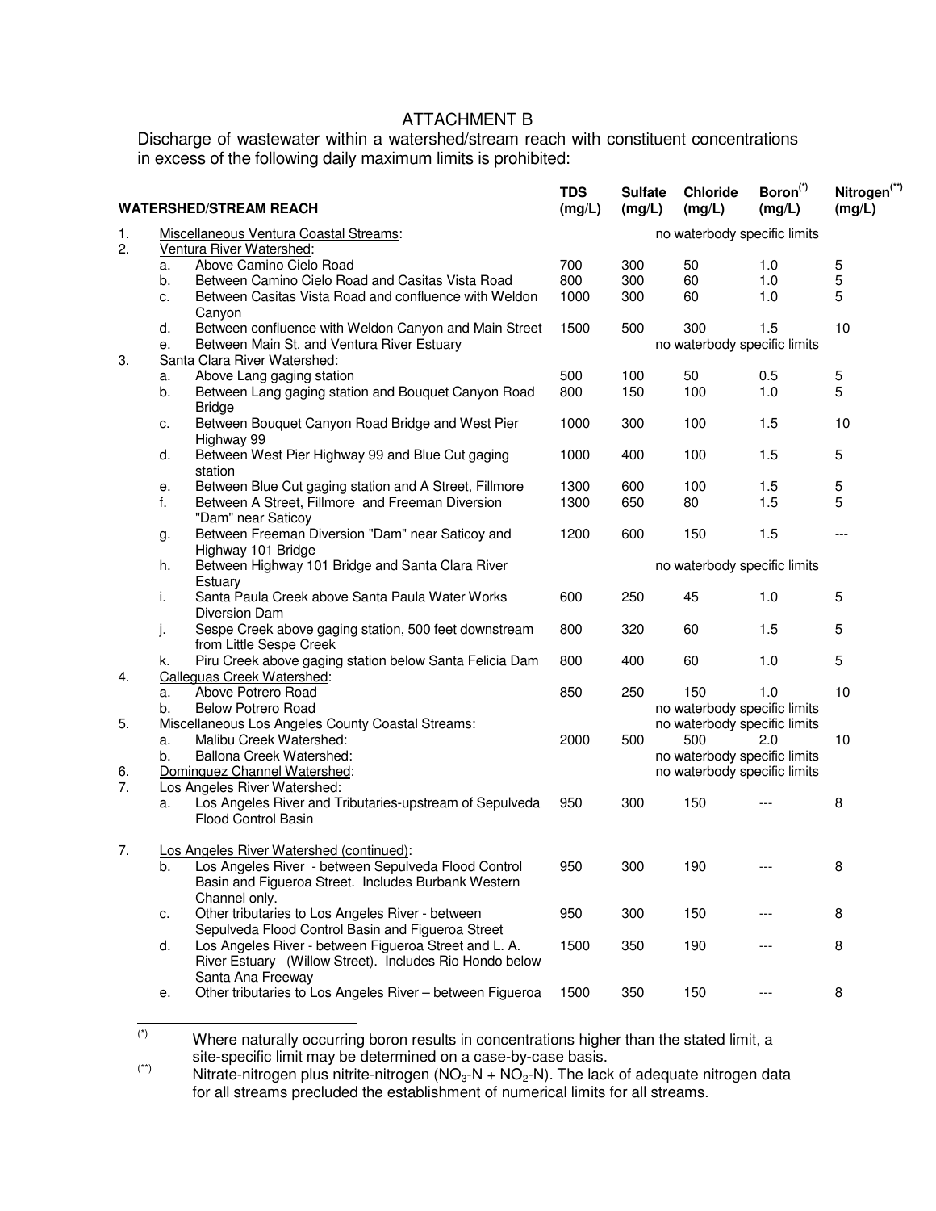# ATTACHMENT B

Discharge of wastewater within a watershed/stream reach with constituent concentrations in excess of the following daily maximum limits is prohibited:

| | | WATERSHED/STREAM REACH | TDS (mg/L) | Sulfate (mg/L) | Chloride (mg/L) | Boron[(*)] (mg/L) | Nitrogen[(**)] (mg/L) |
|---|---|---|---|---|---|---|---|
| 1. | | Miscellaneous Ventura Coastal Streams: | | | no waterbody specific limits | | |
| 2. | | Ventura River Watershed: | | | | | |
| | a. | Above Camino Cielo Road | 700 | 300 | 50 | 1.0 | 5 |
| | b. | Between Camino Cielo Road and Casitas Vista Road | 800 | 300 | 60 | 1.0 | 5 |
| | c. | Between Casitas Vista Road and confluence with Weldon Canyon | 1000 | 300 | 60 | 1.0 | 5 |
| | d. | Between confluence with Weldon Canyon and Main Street | 1500 | 500 | 300 | 1.5 | 10 |
| | e. | Between Main St. and Ventura River Estuary | | | no waterbody specific limits | | |
| 3. | | Santa Clara River Watershed: | | | | | |
| | a. | Above Lang gaging station | 500 | 100 | 50 | 0.5 | 5 |
| | b. | Between Lang gaging station and Bouquet Canyon Road Bridge | 800 | 150 | 100 | 1.0 | 5 |
| | c. | Between Bouquet Canyon Road Bridge and West Pier Highway 99 | 1000 | 300 | 100 | 1.5 | 10 |
| | d. | Between West Pier Highway 99 and Blue Cut gaging station | 1000 | 400 | 100 | 1.5 | 5 |
| | e. | Between Blue Cut gaging station and A Street, Fillmore | 1300 | 600 | 100 | 1.5 | 5 |
| | f. | Between A Street, Fillmore and Freeman Diversion "Dam" near Saticoy | 1300 | 650 | 80 | 1.5 | 5 |
| | g. | Between Freeman Diversion "Dam" near Saticoy and Highway 101 Bridge | 1200 | 600 | 150 | 1.5 | --- |
| | h. | Between Highway 101 Bridge and Santa Clara River Estuary | | | no waterbody specific limits | | |
| | i. | Santa Paula Creek above Santa Paula Water Works Diversion Dam | 600 | 250 | 45 | 1.0 | 5 |
| | j. | Sespe Creek above gaging station, 500 feet downstream from Little Sespe Creek | 800 | 320 | 60 | 1.5 | 5 |
| | k. | Piru Creek above gaging station below Santa Felicia Dam | 800 | 400 | 60 | 1.0 | 5 |
| 4. | | Calleguas Creek Watershed: | | | | | |
| | a. | Above Potrero Road | 850 | 250 | 150 | 1.0 | 10 |
| | b. | Below Potrero Road | | | no waterbody specific limits | | |
| 5. | | Miscellaneous Los Angeles County Coastal Streams: | | | no waterbody specific limits | | |
| | a. | Malibu Creek Watershed: | 2000 | 500 | 500 | 2.0 | 10 |
| | b. | Ballona Creek Watershed: | | | no waterbody specific limits | | |
| 6. | | Dominguez Channel Watershed: | | | no waterbody specific limits | | |
| 7. | | Los Angeles River Watershed: | | | | | |
| | a. | Los Angeles River and Tributaries-upstream of Sepulveda Flood Control Basin | 950 | 300 | 150 | --- | 8 |
| 7. | | Los Angeles River Watershed (continued): | | | | | |
| | b. | Los Angeles River - between Sepulveda Flood Control Basin and Figueroa Street. Includes Burbank Western Channel only. | 950 | 300 | 190 | --- | 8 |
| | c. | Other tributaries to Los Angeles River - between Sepulveda Flood Control Basin and Figueroa Street | 950 | 300 | 150 | --- | 8 |
| | d. | Los Angeles River - between Figueroa Street and L. A. River Estuary (Willow Street). Includes Rio Hondo below Santa Ana Freeway | 1500 | 350 | 190 | --- | 8 |
| | e. | Other tributaries to Los Angeles River – between Figueroa | 1500 | 350 | 150 | --- | 8 |

(*) Where naturally occurring boron results in concentrations higher than the stated limit, a site-specific limit may be determined on a case-by-case basis.

(**) Nitrate-nitrogen plus nitrite-nitrogen ($NO_3$-N + $NO_2$-N). The lack of adequate nitrogen data for all streams precluded the establishment of numerical limits for all streams.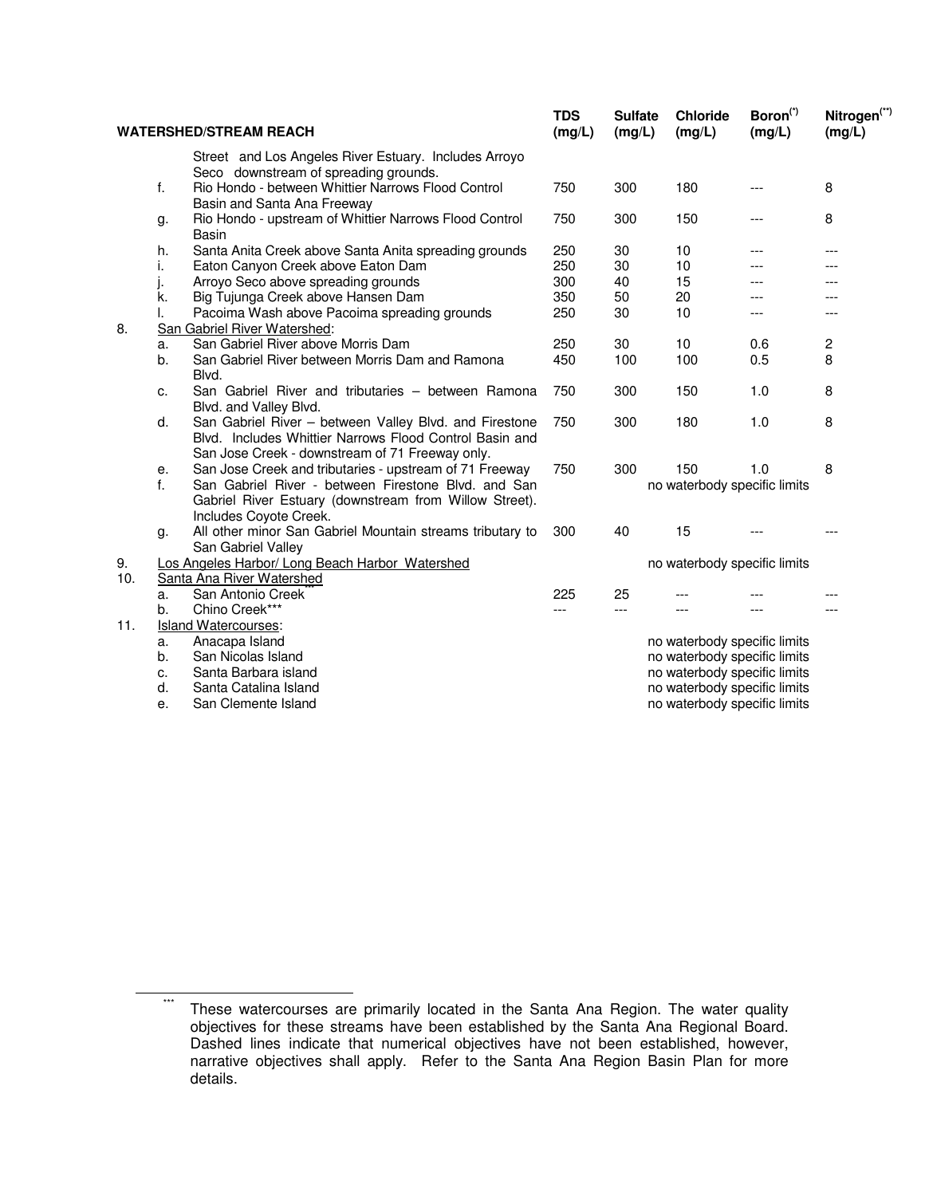| WATERSHED/STREAM REACH | | | TDS (mg/L) | Sulfate (mg/L) | Chloride (mg/L) | Boron[*] (mg/L) | Nitrogen[**] (mg/L) |
|---|---|---|---|---|---|---|---|
| | | Street and Los Angeles River Estuary. Includes Arroyo Seco downstream of spreading grounds. | | | | | |
| | f. | Rio Hondo - between Whittier Narrows Flood Control Basin and Santa Ana Freeway | 750 | 300 | 180 | --- | 8 |
| | g. | Rio Hondo - upstream of Whittier Narrows Flood Control Basin | 750 | 300 | 150 | --- | 8 |
| | h. | Santa Anita Creek above Santa Anita spreading grounds | 250 | 30 | 10 | --- | --- |
| | i. | Eaton Canyon Creek above Eaton Dam | 250 | 30 | 10 | --- | --- |
| | j. | Arroyo Seco above spreading grounds | 300 | 40 | 15 | --- | --- |
| | k. | Big Tujunga Creek above Hansen Dam | 350 | 50 | 20 | --- | --- |
| | l. | Pacoima Wash above Pacoima spreading grounds | 250 | 30 | 10 | --- | --- |
| 8. | San Gabriel River Watershed: | | | | | | |
| | a. | San Gabriel River above Morris Dam | 250 | 30 | 10 | 0.6 | 2 |
| | b. | San Gabriel River between Morris Dam and Ramona Blvd. | 450 | 100 | 100 | 0.5 | 8 |
| | c. | San Gabriel River and tributaries – between Ramona Blvd. and Valley Blvd. | 750 | 300 | 150 | 1.0 | 8 |
| | d. | San Gabriel River – between Valley Blvd. and Firestone Blvd. Includes Whittier Narrows Flood Control Basin and San Jose Creek - downstream of 71 Freeway only. | 750 | 300 | 180 | 1.0 | 8 |
| | e. | San Jose Creek and tributaries - upstream of 71 Freeway | 750 | 300 | 150 | 1.0 | 8 |
| | f. | San Gabriel River - between Firestone Blvd. and San Gabriel River Estuary (downstream from Willow Street). Includes Coyote Creek. | | | no waterbody specific limits | | |
| | g. | All other minor San Gabriel Mountain streams tributary to San Gabriel Valley | 300 | 40 | 15 | --- | --- |
| 9. | Los Angeles Harbor/ Long Beach Harbor Watershed | | | | no waterbody specific limits | | |
| 10. | Santa Ana River Watershed | | | | | | |
| | a. | San Antonio Creek*** | 225 | 25 | --- | --- | --- |
| | b. | Chino Creek*** | --- | --- | --- | --- | --- |
| 11. | Island Watercourses: | | | | | | |
| | a. | Anacapa Island | | | no waterbody specific limits | | |
| | b. | San Nicolas Island | | | no waterbody specific limits | | |
| | c. | Santa Barbara island | | | no waterbody specific limits | | |
| | d. | Santa Catalina Island | | | no waterbody specific limits | | |
| | e. | San Clemente Island | | | no waterbody specific limits | | |

*** These watercourses are primarily located in the Santa Ana Region. The water quality objectives for these streams have been established by the Santa Ana Regional Board. Dashed lines indicate that numerical objectives have not been established, however, narrative objectives shall apply. Refer to the Santa Ana Region Basin Plan for more details.